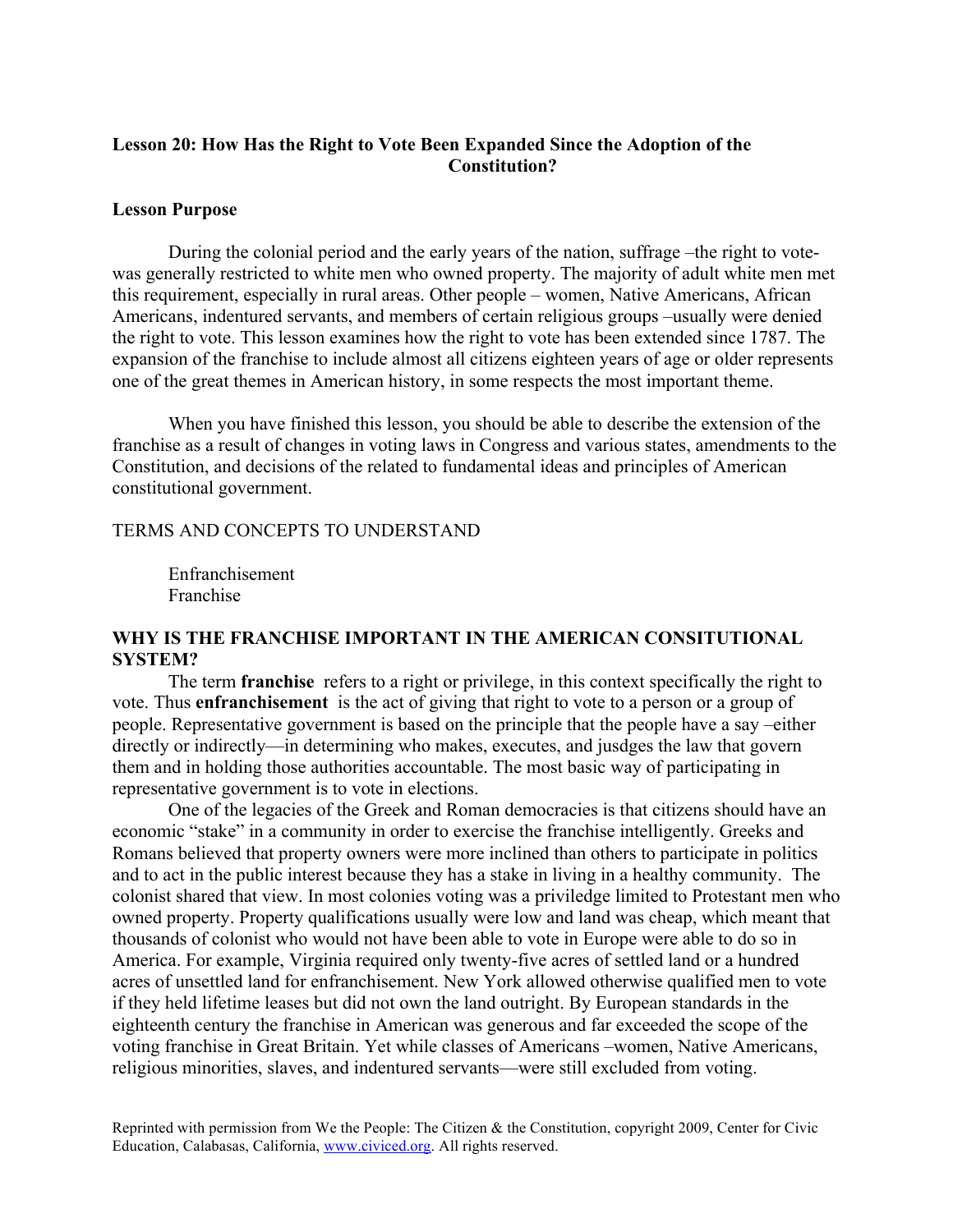**Lesson 20: How Has the Right to Vote Been Expanded Since the Adoption of the Constitution?**

**Lesson Purpose**

During the colonial period and the early years of the nation, suffrage –the right to vote-was generally restricted to white men who owned property. The majority of adult white men met this requirement, especially in rural areas. Other people – women, Native Americans, African Americans, indentured servants, and members of certain religious groups –usually were denied the right to vote. This lesson examines how the right to vote has been extended since 1787. The expansion of the franchise to include almost all citizens eighteen years of age or older represents one of the great themes in American history, in some respects the most important theme.

When you have finished this lesson, you should be able to describe the extension of the franchise as a result of changes in voting laws in Congress and various states, amendments to the Constitution, and decisions of the related to fundamental ideas and principles of American constitutional government.

TERMS AND CONCEPTS TO UNDERSTAND

Enfranchisement
Franchise

**WHY IS THE FRANCHISE IMPORTANT IN THE AMERICAN CONSITUTIONAL SYSTEM?**

The term **franchise** refers to a right or privilege, in this context specifically the right to vote. Thus **enfranchisement** is the act of giving that right to vote to a person or a group of people. Representative government is based on the principle that the people have a say –either directly or indirectly—in determining who makes, executes, and jusdges the law that govern them and in holding those authorities accountable. The most basic way of participating in representative government is to vote in elections.

One of the legacies of the Greek and Roman democracies is that citizens should have an economic "stake" in a community in order to exercise the franchise intelligently. Greeks and Romans believed that property owners were more inclined than others to participate in politics and to act in the public interest because they has a stake in living in a healthy community. The colonist shared that view. In most colonies voting was a priviledge limited to Protestant men who owned property. Property qualifications usually were low and land was cheap, which meant that thousands of colonist who would not have been able to vote in Europe were able to do so in America. For example, Virginia required only twenty-five acres of settled land or a hundred acres of unsettled land for enfranchisement. New York allowed otherwise qualified men to vote if they held lifetime leases but did not own the land outright. By European standards in the eighteenth century the franchise in American was generous and far exceeded the scope of the voting franchise in Great Britain. Yet while classes of Americans –women, Native Americans, religious minorities, slaves, and indentured servants—were still excluded from voting.

Reprinted with permission from We the People: The Citizen & the Constitution, copyright 2009, Center for Civic Education, Calabasas, California, www.civiced.org. All rights reserved.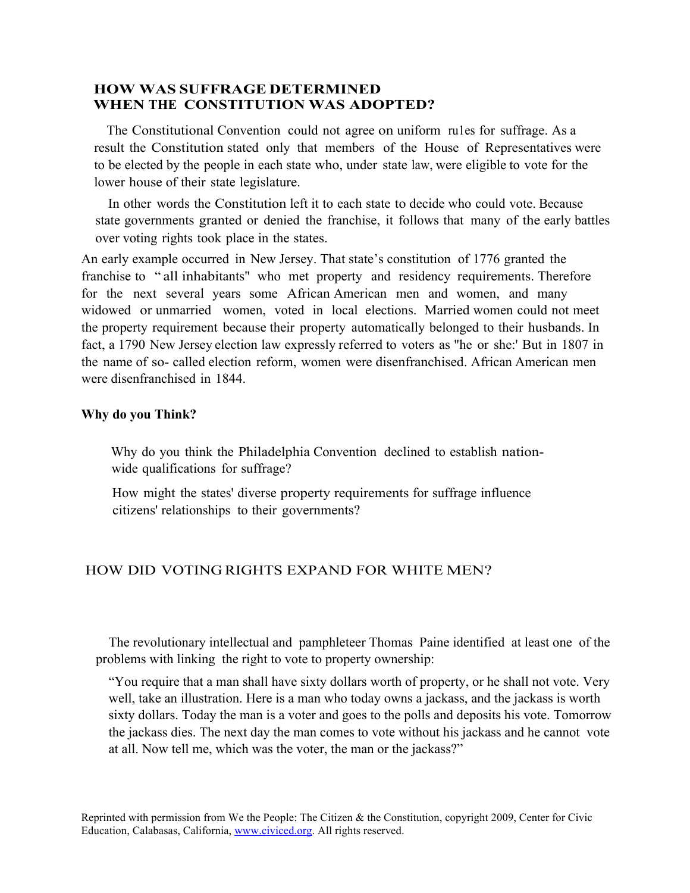## HOW WAS SUFFRAGE DETERMINED WHEN THE CONSTITUTION WAS ADOPTED?

The Constitutional Convention could not agree on uniform ru1es for suffrage. As a result the Constitution stated only that members of the House of Representatives were to be elected by the people in each state who, under state law, were eligible to vote for the lower house of their state legislature.

In other words the Constitution left it to each state to decide who could vote. Because state governments granted or denied the franchise, it follows that many of the early battles over voting rights took place in the states.

An early example occurred in New Jersey. That state's constitution of 1776 granted the franchise to " all inhabitants" who met property and residency requirements. Therefore for the next several years some African American men and women, and many widowed or unmarried women, voted in local elections. Married women could not meet the property requirement because their property automatically belonged to their husbands. In fact, a 1790 New Jersey election law expressly referred to voters as "he or she:' But in 1807 in the name of so- called election reform, women were disenfranchised. African American men were disenfranchised in 1844.

**Why do you Think?**

Why do you think the Philadelphia Convention declined to establish nation-wide qualifications for suffrage?

How might the states' diverse property requirements for suffrage influence citizens' relationships to their governments?

## HOW DID VOTING RIGHTS EXPAND FOR WHITE MEN?

The revolutionary intellectual and pamphleteer Thomas Paine identified at least one of the problems with linking the right to vote to property ownership:

> "You require that a man shall have sixty dollars worth of property, or he shall not vote. Very well, take an illustration. Here is a man who today owns a jackass, and the jackass is worth sixty dollars. Today the man is a voter and goes to the polls and deposits his vote. Tomorrow the jackass dies. The next day the man comes to vote without his jackass and he cannot vote at all. Now tell me, which was the voter, the man or the jackass?"

Reprinted with permission from We the People: The Citizen & the Constitution, copyright 2009, Center for Civic Education, Calabasas, California, www.civiced.org. All rights reserved.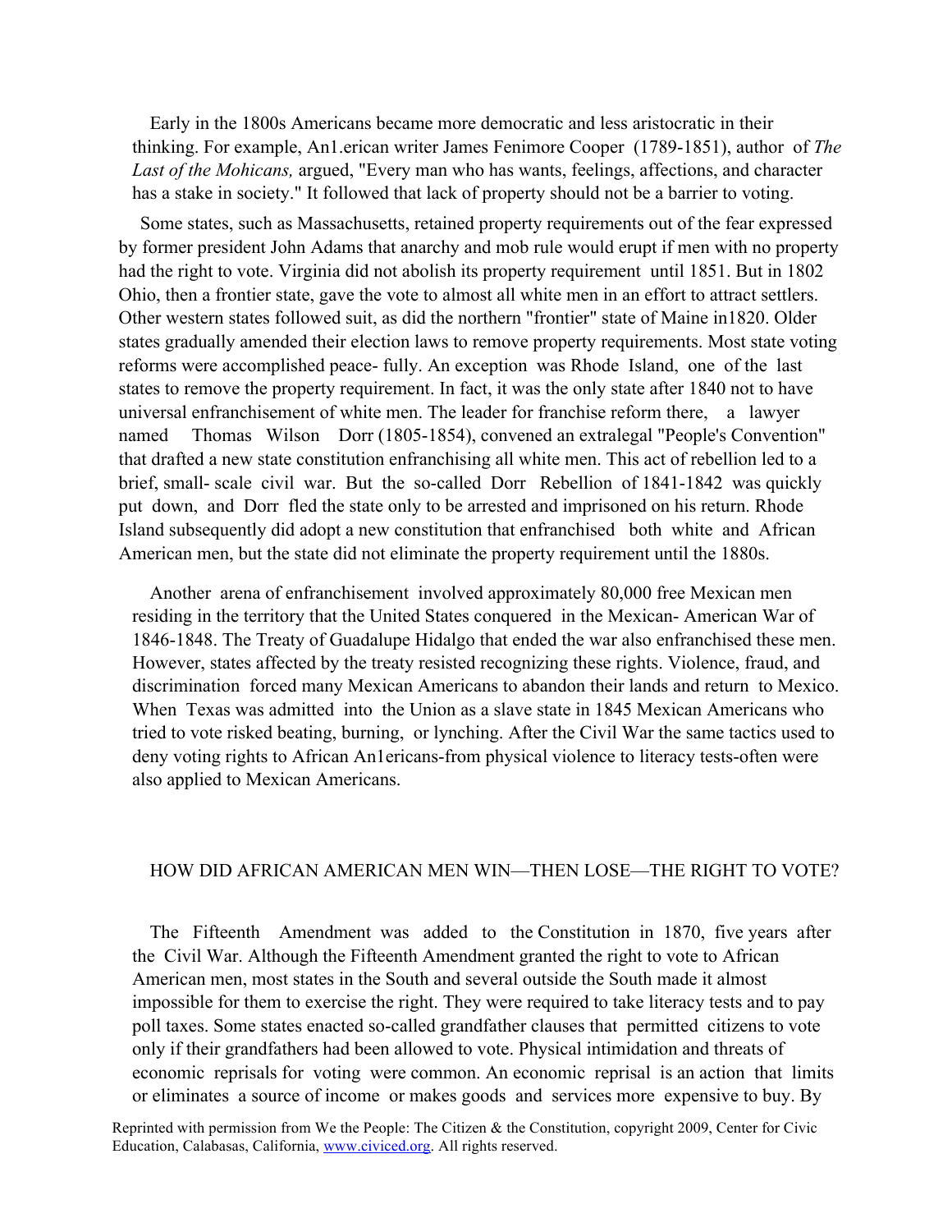Early in the 1800s Americans became more democratic and less aristocratic in their thinking. For example, An1.erican writer James Fenimore Cooper (1789-1851), author of *The Last of the Mohicans,* argued, "Every man who has wants, feelings, affections, and character has a stake in society." It followed that lack of property should not be a barrier to voting.

Some states, such as Massachusetts, retained property requirements out of the fear expressed by former president John Adams that anarchy and mob rule would erupt if men with no property had the right to vote. Virginia did not abolish its property requirement until 1851. But in 1802 Ohio, then a frontier state, gave the vote to almost all white men in an effort to attract settlers. Other western states followed suit, as did the northern "frontier" state of Maine in1820. Older states gradually amended their election laws to remove property requirements. Most state voting reforms were accomplished peace- fully. An exception was Rhode Island, one of the last states to remove the property requirement. In fact, it was the only state after 1840 not to have universal enfranchisement of white men. The leader for franchise reform there, a lawyer named Thomas Wilson Dorr (1805-1854), convened an extralegal "People's Convention" that drafted a new state constitution enfranchising all white men. This act of rebellion led to a brief, small- scale civil war. But the so-called Dorr Rebellion of 1841-1842 was quickly put down, and Dorr fled the state only to be arrested and imprisoned on his return. Rhode Island subsequently did adopt a new constitution that enfranchised both white and African American men, but the state did not eliminate the property requirement until the 1880s.

Another arena of enfranchisement involved approximately 80,000 free Mexican men residing in the territory that the United States conquered in the Mexican- American War of 1846-1848. The Treaty of Guadalupe Hidalgo that ended the war also enfranchised these men. However, states affected by the treaty resisted recognizing these rights. Violence, fraud, and discrimination forced many Mexican Americans to abandon their lands and return to Mexico. When Texas was admitted into the Union as a slave state in 1845 Mexican Americans who tried to vote risked beating, burning, or lynching. After the Civil War the same tactics used to deny voting rights to African An1ericans-from physical violence to literacy tests-often were also applied to Mexican Americans.

## HOW DID AFRICAN AMERICAN MEN WIN—THEN LOSE—THE RIGHT TO VOTE?

The Fifteenth Amendment was added to the Constitution in 1870, five years after the Civil War. Although the Fifteenth Amendment granted the right to vote to African American men, most states in the South and several outside the South made it almost impossible for them to exercise the right. They were required to take literacy tests and to pay poll taxes. Some states enacted so-called grandfather clauses that permitted citizens to vote only if their grandfathers had been allowed to vote. Physical intimidation and threats of economic reprisals for voting were common. An economic reprisal is an action that limits or eliminates a source of income or makes goods and services more expensive to buy. By

Reprinted with permission from We the People: The Citizen & the Constitution, copyright 2009, Center for Civic Education, Calabasas, California, www.civiced.org. All rights reserved.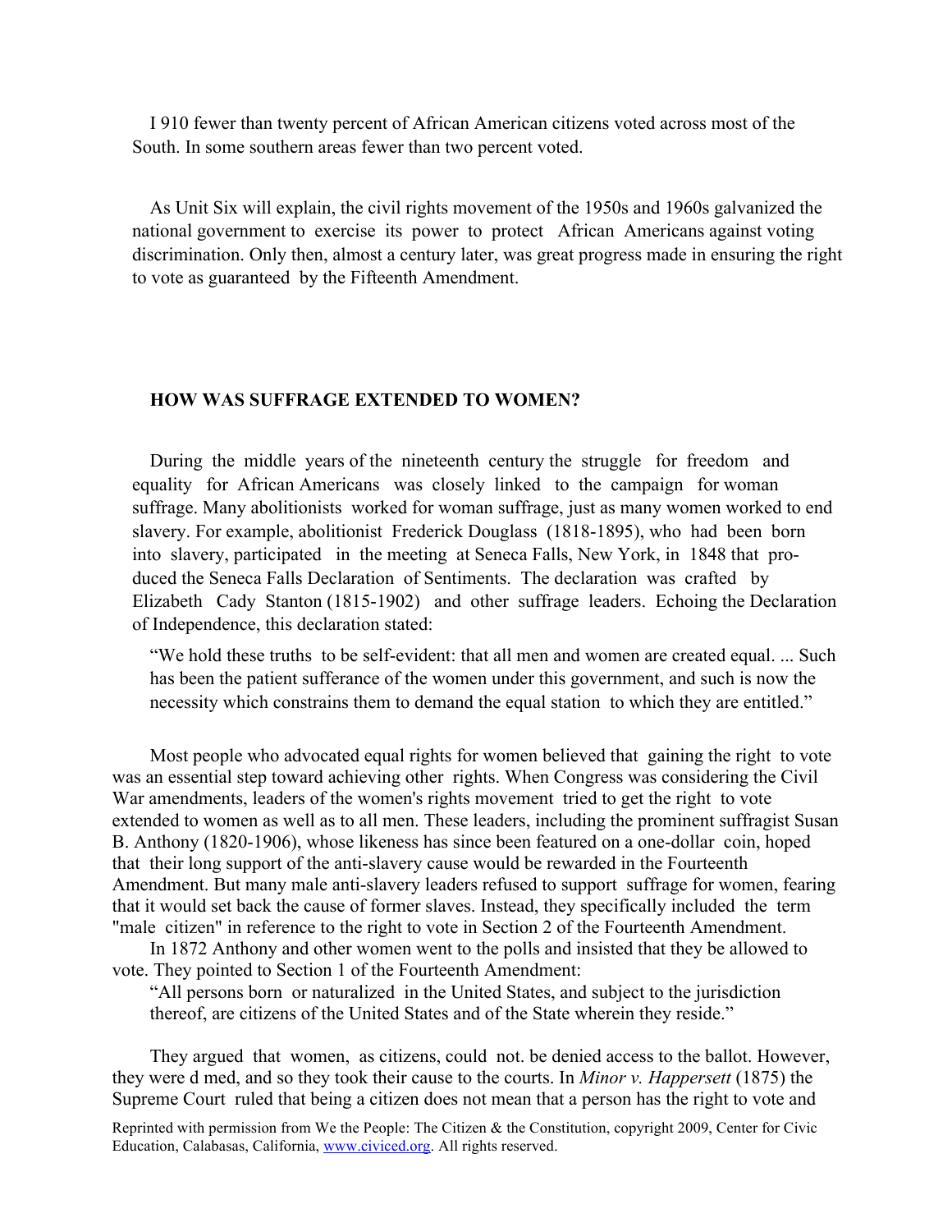I 910 fewer than twenty percent of African American citizens voted across most of the South. In some southern areas fewer than two percent voted.

As Unit Six will explain, the civil rights movement of the 1950s and 1960s galvanized the national government to exercise its power to protect African Americans against voting discrimination. Only then, almost a century later, was great progress made in ensuring the right to vote as guaranteed by the Fifteenth Amendment.

### HOW WAS SUFFRAGE EXTENDED TO WOMEN?

During the middle years of the nineteenth century the struggle for freedom and equality for African Americans was closely linked to the campaign for woman suffrage. Many abolitionists worked for woman suffrage, just as many women worked to end slavery. For example, abolitionist Frederick Douglass (1818-1895), who had been born into slavery, participated in the meeting at Seneca Falls, New York, in 1848 that produced the Seneca Falls Declaration of Sentiments. The declaration was crafted by Elizabeth Cady Stanton (1815-1902) and other suffrage leaders. Echoing the Declaration of Independence, this declaration stated:

> "We hold these truths to be self-evident: that all men and women are created equal. ... Such has been the patient sufferance of the women under this government, and such is now the necessity which constrains them to demand the equal station to which they are entitled."

Most people who advocated equal rights for women believed that gaining the right to vote was an essential step toward achieving other rights. When Congress was considering the Civil War amendments, leaders of the women's rights movement tried to get the right to vote extended to women as well as to all men. These leaders, including the prominent suffragist Susan B. Anthony (1820-1906), whose likeness has since been featured on a one-dollar coin, hoped that their long support of the anti-slavery cause would be rewarded in the Fourteenth Amendment. But many male anti-slavery leaders refused to support suffrage for women, fearing that it would set back the cause of former slaves. Instead, they specifically included the term "male citizen" in reference to the right to vote in Section 2 of the Fourteenth Amendment.

In 1872 Anthony and other women went to the polls and insisted that they be allowed to vote. They pointed to Section 1 of the Fourteenth Amendment:

> "All persons born or naturalized in the United States, and subject to the jurisdiction thereof, are citizens of the United States and of the State wherein they reside."

They argued that women, as citizens, could not. be denied access to the ballot. However, they were d med, and so they took their cause to the courts. In *Minor v. Happersett* (1875) the Supreme Court ruled that being a citizen does not mean that a person has the right to vote and

Reprinted with permission from We the People: The Citizen & the Constitution, copyright 2009, Center for Civic Education, Calabasas, California, www.civiced.org. All rights reserved.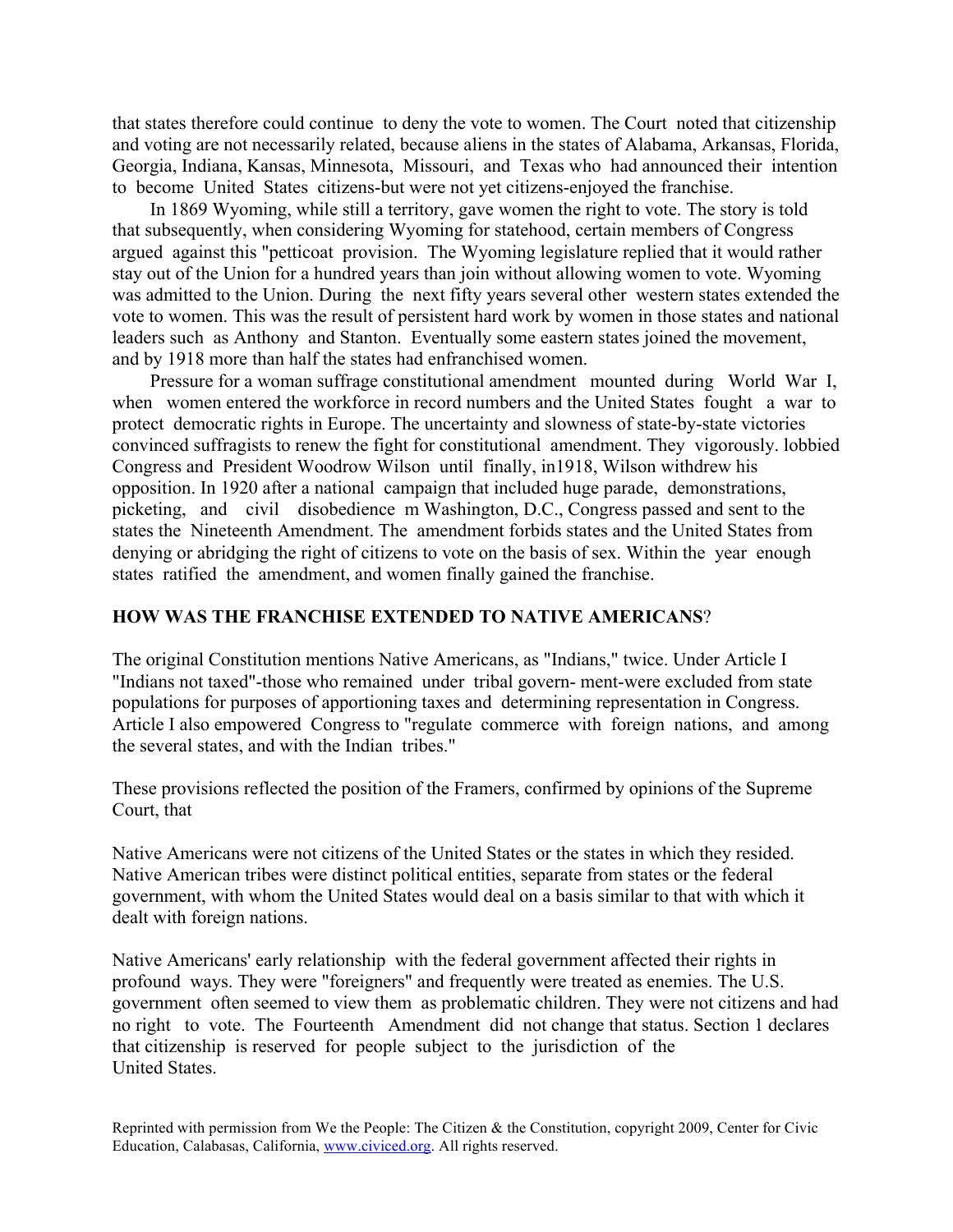that states therefore could continue to deny the vote to women. The Court noted that citizenship and voting are not necessarily related, because aliens in the states of Alabama, Arkansas, Florida, Georgia, Indiana, Kansas, Minnesota, Missouri, and Texas who had announced their intention to become United States citizens-but were not yet citizens-enjoyed the franchise.

In 1869 Wyoming, while still a territory, gave women the right to vote. The story is told that subsequently, when considering Wyoming for statehood, certain members of Congress argued against this "petticoat provision. The Wyoming legislature replied that it would rather stay out of the Union for a hundred years than join without allowing women to vote. Wyoming was admitted to the Union. During the next fifty years several other western states extended the vote to women. This was the result of persistent hard work by women in those states and national leaders such as Anthony and Stanton. Eventually some eastern states joined the movement, and by 1918 more than half the states had enfranchised women.

Pressure for a woman suffrage constitutional amendment mounted during World War I, when women entered the workforce in record numbers and the United States fought a war to protect democratic rights in Europe. The uncertainty and slowness of state-by-state victories convinced suffragists to renew the fight for constitutional amendment. They vigorously. lobbied Congress and President Woodrow Wilson until finally, in1918, Wilson withdrew his opposition. In 1920 after a national campaign that included huge parade, demonstrations, picketing, and civil disobedience m Washington, D.C., Congress passed and sent to the states the Nineteenth Amendment. The amendment forbids states and the United States from denying or abridging the right of citizens to vote on the basis of sex. Within the year enough states ratified the amendment, and women finally gained the franchise.

**HOW WAS THE FRANCHISE EXTENDED TO NATIVE AMERICANS**?

The original Constitution mentions Native Americans, as "Indians," twice. Under Article I "Indians not taxed"-those who remained under tribal govern- ment-were excluded from state populations for purposes of apportioning taxes and determining representation in Congress. Article I also empowered Congress to "regulate commerce with foreign nations, and among the several states, and with the Indian tribes."

These provisions reflected the position of the Framers, confirmed by opinions of the Supreme Court, that

Native Americans were not citizens of the United States or the states in which they resided. Native American tribes were distinct political entities, separate from states or the federal government, with whom the United States would deal on a basis similar to that with which it dealt with foreign nations.

Native Americans' early relationship with the federal government affected their rights in profound ways. They were "foreigners" and frequently were treated as enemies. The U.S. government often seemed to view them as problematic children. They were not citizens and had no right to vote. The Fourteenth Amendment did not change that status. Section 1 declares that citizenship is reserved for people subject to the jurisdiction of the United States.

Reprinted with permission from We the People: The Citizen & the Constitution, copyright 2009, Center for Civic Education, Calabasas, California, www.civiced.org. All rights reserved.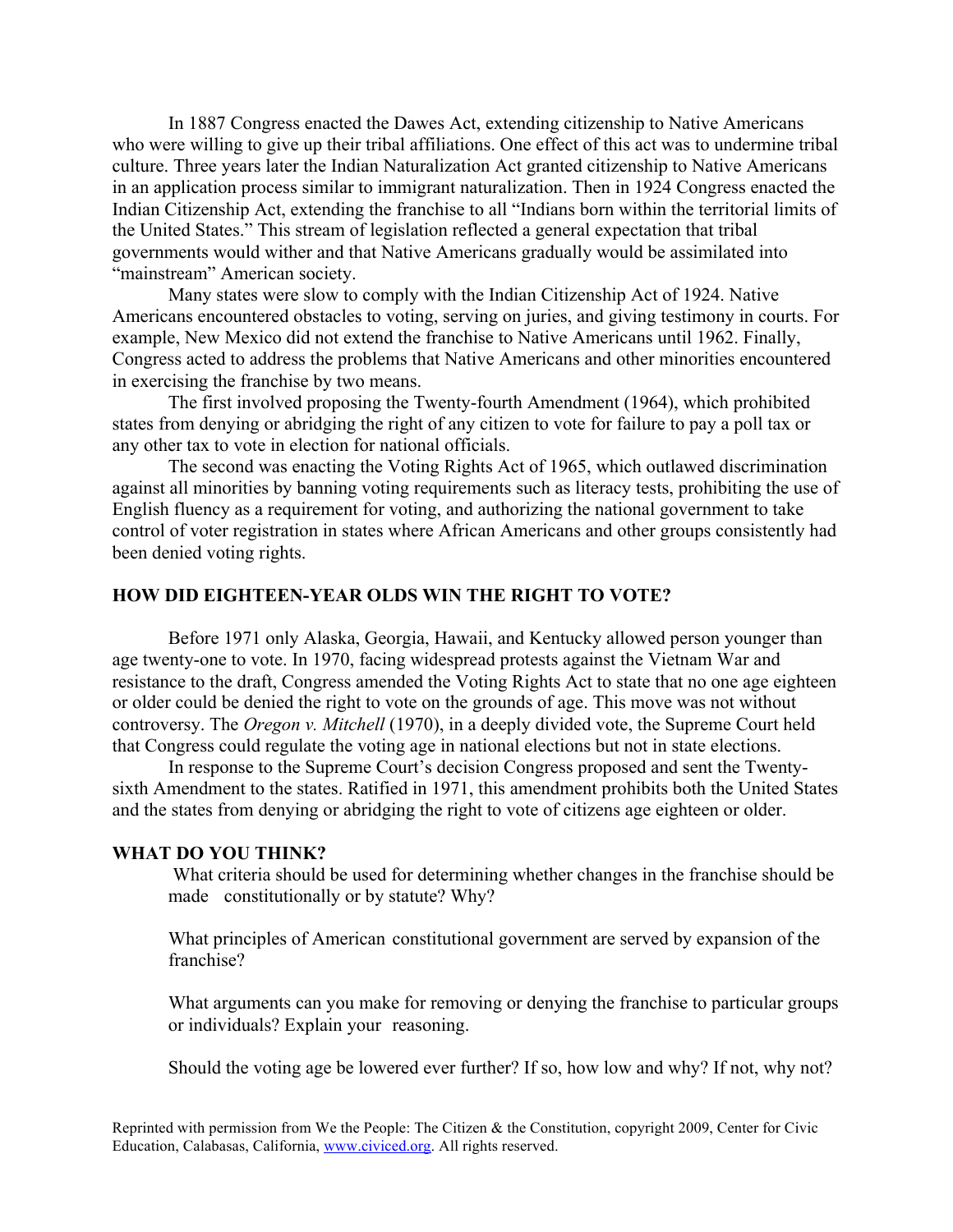In 1887 Congress enacted the Dawes Act, extending citizenship to Native Americans who were willing to give up their tribal affiliations. One effect of this act was to undermine tribal culture. Three years later the Indian Naturalization Act granted citizenship to Native Americans in an application process similar to immigrant naturalization. Then in 1924 Congress enacted the Indian Citizenship Act, extending the franchise to all "Indians born within the territorial limits of the United States." This stream of legislation reflected a general expectation that tribal governments would wither and that Native Americans gradually would be assimilated into "mainstream" American society.

Many states were slow to comply with the Indian Citizenship Act of 1924. Native Americans encountered obstacles to voting, serving on juries, and giving testimony in courts. For example, New Mexico did not extend the franchise to Native Americans until 1962. Finally, Congress acted to address the problems that Native Americans and other minorities encountered in exercising the franchise by two means.

The first involved proposing the Twenty-fourth Amendment (1964), which prohibited states from denying or abridging the right of any citizen to vote for failure to pay a poll tax or any other tax to vote in election for national officials.

The second was enacting the Voting Rights Act of 1965, which outlawed discrimination against all minorities by banning voting requirements such as literacy tests, prohibiting the use of English fluency as a requirement for voting, and authorizing the national government to take control of voter registration in states where African Americans and other groups consistently had been denied voting rights.

## HOW DID EIGHTEEN-YEAR OLDS WIN THE RIGHT TO VOTE?

Before 1971 only Alaska, Georgia, Hawaii, and Kentucky allowed person younger than age twenty-one to vote. In 1970, facing widespread protests against the Vietnam War and resistance to the draft, Congress amended the Voting Rights Act to state that no one age eighteen or older could be denied the right to vote on the grounds of age. This move was not without controversy. The *Oregon v. Mitchell* (1970), in a deeply divided vote, the Supreme Court held that Congress could regulate the voting age in national elections but not in state elections.

In response to the Supreme Court's decision Congress proposed and sent the Twenty-sixth Amendment to the states. Ratified in 1971, this amendment prohibits both the United States and the states from denying or abridging the right to vote of citizens age eighteen or older.

## WHAT DO YOU THINK?

What criteria should be used for determining whether changes in the franchise should be made constitutionally or by statute? Why?

What principles of American constitutional government are served by expansion of the franchise?

What arguments can you make for removing or denying the franchise to particular groups or individuals? Explain your reasoning.

Should the voting age be lowered ever further? If so, how low and why? If not, why not?

Reprinted with permission from We the People: The Citizen & the Constitution, copyright 2009, Center for Civic Education, Calabasas, California, www.civiced.org. All rights reserved.